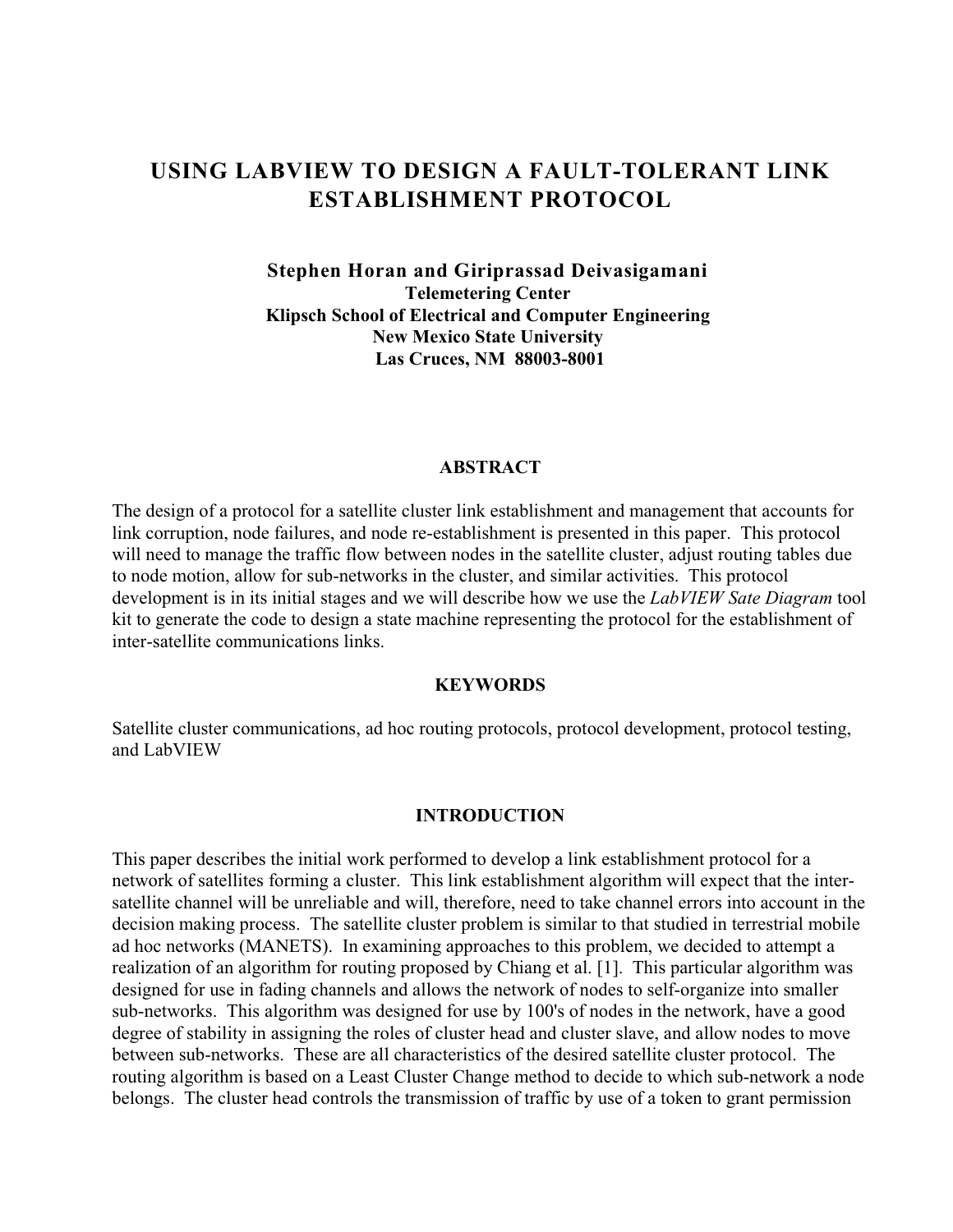# USING LABVIEW TO DESIGN A FAULT-TOLERANT LINK ESTABLISHMENT PROTOCOL

**Stephen Horan and Giriprassad Deivasigamani**
**Telemetering Center**
**Klipsch School of Electrical and Computer Engineering**
**New Mexico State University**
**Las Cruces, NM 88003-8001**

## ABSTRACT

The design of a protocol for a satellite cluster link establishment and management that accounts for link corruption, node failures, and node re-establishment is presented in this paper. This protocol will need to manage the traffic flow between nodes in the satellite cluster, adjust routing tables due to node motion, allow for sub-networks in the cluster, and similar activities. This protocol development is in its initial stages and we will describe how we use the *LabVIEW Sate Diagram* tool kit to generate the code to design a state machine representing the protocol for the establishment of inter-satellite communications links.

## KEYWORDS

Satellite cluster communications, ad hoc routing protocols, protocol development, protocol testing, and LabVIEW

## INTRODUCTION

This paper describes the initial work performed to develop a link establishment protocol for a network of satellites forming a cluster. This link establishment algorithm will expect that the inter-satellite channel will be unreliable and will, therefore, need to take channel errors into account in the decision making process. The satellite cluster problem is similar to that studied in terrestrial mobile ad hoc networks (MANETS). In examining approaches to this problem, we decided to attempt a realization of an algorithm for routing proposed by Chiang et al. [1]. This particular algorithm was designed for use in fading channels and allows the network of nodes to self-organize into smaller sub-networks. This algorithm was designed for use by 100's of nodes in the network, have a good degree of stability in assigning the roles of cluster head and cluster slave, and allow nodes to move between sub-networks. These are all characteristics of the desired satellite cluster protocol. The routing algorithm is based on a Least Cluster Change method to decide to which sub-network a node belongs. The cluster head controls the transmission of traffic by use of a token to grant permission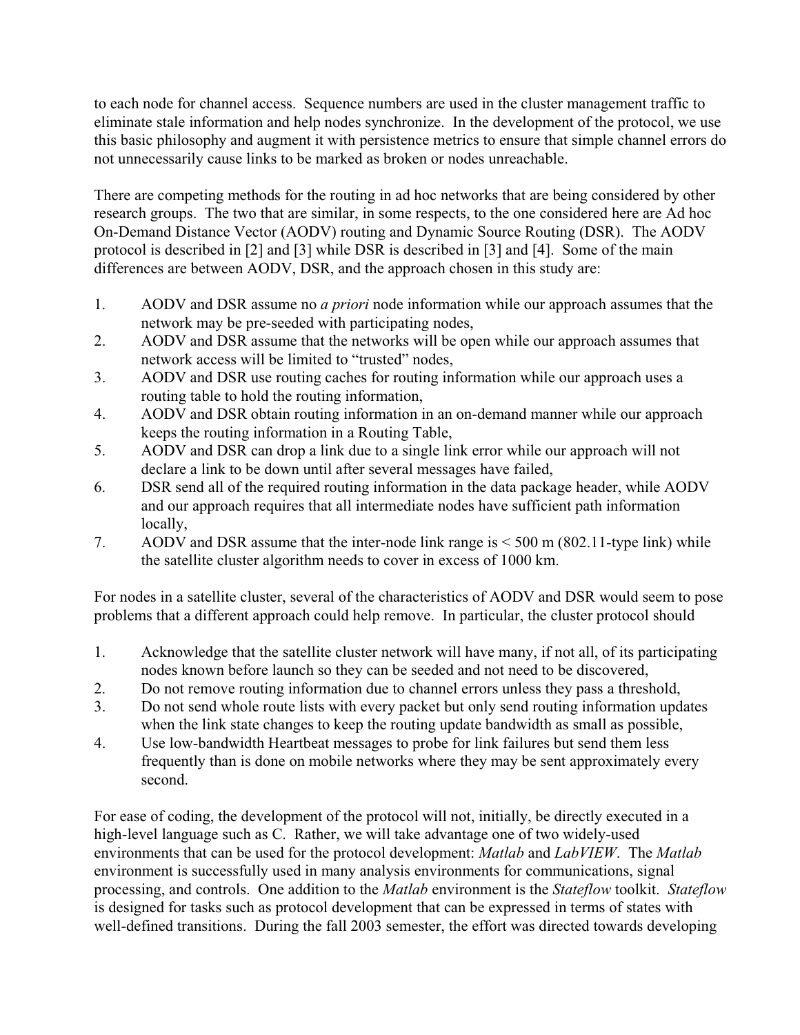to each node for channel access. Sequence numbers are used in the cluster management traffic to eliminate stale information and help nodes synchronize. In the development of the protocol, we use this basic philosophy and augment it with persistence metrics to ensure that simple channel errors do not unnecessarily cause links to be marked as broken or nodes unreachable.

There are competing methods for the routing in ad hoc networks that are being considered by other research groups. The two that are similar, in some respects, to the one considered here are Ad hoc On-Demand Distance Vector (AODV) routing and Dynamic Source Routing (DSR). The AODV protocol is described in [2] and [3] while DSR is described in [3] and [4]. Some of the main differences are between AODV, DSR, and the approach chosen in this study are:

1. AODV and DSR assume no *a priori* node information while our approach assumes that the network may be pre-seeded with participating nodes,
2. AODV and DSR assume that the networks will be open while our approach assumes that network access will be limited to "trusted" nodes,
3. AODV and DSR use routing caches for routing information while our approach uses a routing table to hold the routing information,
4. AODV and DSR obtain routing information in an on-demand manner while our approach keeps the routing information in a Routing Table,
5. AODV and DSR can drop a link due to a single link error while our approach will not declare a link to be down until after several messages have failed,
6. DSR send all of the required routing information in the data package header, while AODV and our approach requires that all intermediate nodes have sufficient path information locally,
7. AODV and DSR assume that the inter-node link range is < 500 m (802.11-type link) while the satellite cluster algorithm needs to cover in excess of 1000 km.

For nodes in a satellite cluster, several of the characteristics of AODV and DSR would seem to pose problems that a different approach could help remove. In particular, the cluster protocol should

1. Acknowledge that the satellite cluster network will have many, if not all, of its participating nodes known before launch so they can be seeded and not need to be discovered,
2. Do not remove routing information due to channel errors unless they pass a threshold,
3. Do not send whole route lists with every packet but only send routing information updates when the link state changes to keep the routing update bandwidth as small as possible,
4. Use low-bandwidth Heartbeat messages to probe for link failures but send them less frequently than is done on mobile networks where they may be sent approximately every second.

For ease of coding, the development of the protocol will not, initially, be directly executed in a high-level language such as C. Rather, we will take advantage one of two widely-used environments that can be used for the protocol development: *Matlab* and *LabVIEW*. The *Matlab* environment is successfully used in many analysis environments for communications, signal processing, and controls. One addition to the *Matlab* environment is the *Stateflow* toolkit. *Stateflow* is designed for tasks such as protocol development that can be expressed in terms of states with well-defined transitions. During the fall 2003 semester, the effort was directed towards developing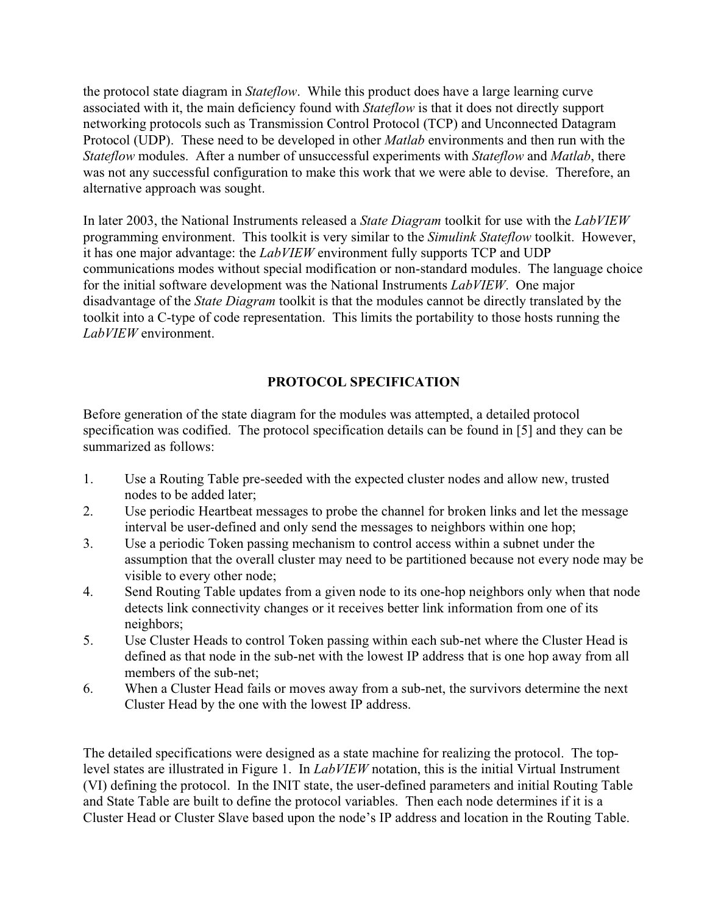the protocol state diagram in *Stateflow*. While this product does have a large learning curve associated with it, the main deficiency found with *Stateflow* is that it does not directly support networking protocols such as Transmission Control Protocol (TCP) and Unconnected Datagram Protocol (UDP). These need to be developed in other *Matlab* environments and then run with the *Stateflow* modules. After a number of unsuccessful experiments with *Stateflow* and *Matlab*, there was not any successful configuration to make this work that we were able to devise. Therefore, an alternative approach was sought.

In later 2003, the National Instruments released a *State Diagram* toolkit for use with the *LabVIEW* programming environment. This toolkit is very similar to the *Simulink Stateflow* toolkit. However, it has one major advantage: the *LabVIEW* environment fully supports TCP and UDP communications modes without special modification or non-standard modules. The language choice for the initial software development was the National Instruments *LabVIEW*. One major disadvantage of the *State Diagram* toolkit is that the modules cannot be directly translated by the toolkit into a C-type of code representation. This limits the portability to those hosts running the *LabVIEW* environment.

## PROTOCOL SPECIFICATION

Before generation of the state diagram for the modules was attempted, a detailed protocol specification was codified. The protocol specification details can be found in [5] and they can be summarized as follows:

1. Use a Routing Table pre-seeded with the expected cluster nodes and allow new, trusted nodes to be added later;
2. Use periodic Heartbeat messages to probe the channel for broken links and let the message interval be user-defined and only send the messages to neighbors within one hop;
3. Use a periodic Token passing mechanism to control access within a subnet under the assumption that the overall cluster may need to be partitioned because not every node may be visible to every other node;
4. Send Routing Table updates from a given node to its one-hop neighbors only when that node detects link connectivity changes or it receives better link information from one of its neighbors;
5. Use Cluster Heads to control Token passing within each sub-net where the Cluster Head is defined as that node in the sub-net with the lowest IP address that is one hop away from all members of the sub-net;
6. When a Cluster Head fails or moves away from a sub-net, the survivors determine the next Cluster Head by the one with the lowest IP address.

The detailed specifications were designed as a state machine for realizing the protocol. The top-level states are illustrated in Figure 1. In *LabVIEW* notation, this is the initial Virtual Instrument (VI) defining the protocol. In the INIT state, the user-defined parameters and initial Routing Table and State Table are built to define the protocol variables. Then each node determines if it is a Cluster Head or Cluster Slave based upon the node's IP address and location in the Routing Table.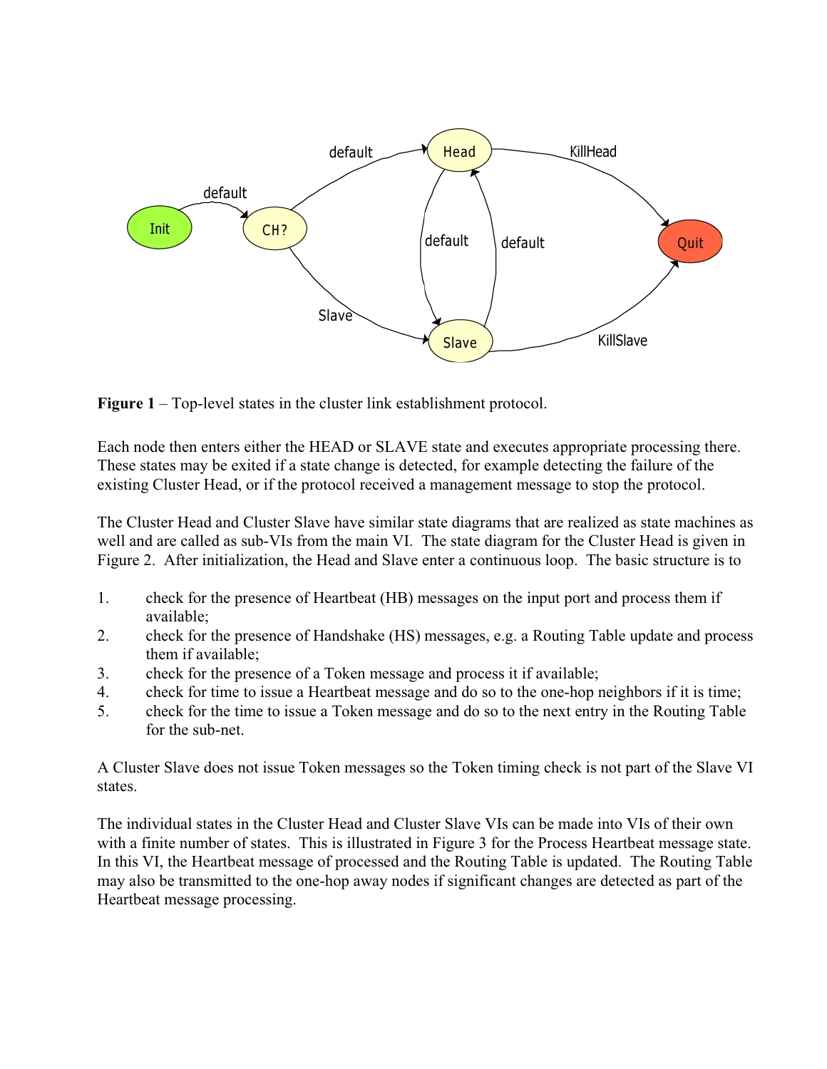**Figure 1** – Top-level states in the cluster link establishment protocol.

Each node then enters either the HEAD or SLAVE state and executes appropriate processing there. These states may be exited if a state change is detected, for example detecting the failure of the existing Cluster Head, or if the protocol received a management message to stop the protocol.

The Cluster Head and Cluster Slave have similar state diagrams that are realized as state machines as well and are called as sub-VIs from the main VI. The state diagram for the Cluster Head is given in Figure 2. After initialization, the Head and Slave enter a continuous loop. The basic structure is to

1. check for the presence of Heartbeat (HB) messages on the input port and process them if available;
2. check for the presence of Handshake (HS) messages, e.g. a Routing Table update and process them if available;
3. check for the presence of a Token message and process it if available;
4. check for time to issue a Heartbeat message and do so to the one-hop neighbors if it is time;
5. check for the time to issue a Token message and do so to the next entry in the Routing Table for the sub-net.

A Cluster Slave does not issue Token messages so the Token timing check is not part of the Slave VI states.

The individual states in the Cluster Head and Cluster Slave VIs can be made into VIs of their own with a finite number of states. This is illustrated in Figure 3 for the Process Heartbeat message state. In this VI, the Heartbeat message of processed and the Routing Table is updated. The Routing Table may also be transmitted to the one-hop away nodes if significant changes are detected as part of the Heartbeat message processing.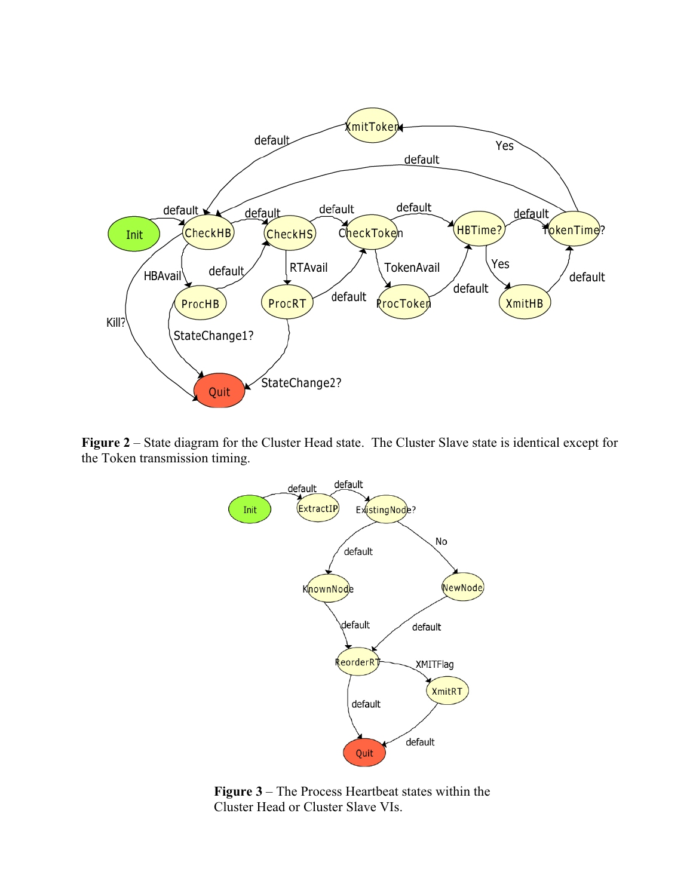**Figure 2** – State diagram for the Cluster Head state. The Cluster Slave state is identical except for the Token transmission timing.

**Figure 3** – The Process Heartbeat states within the Cluster Head or Cluster Slave VIs.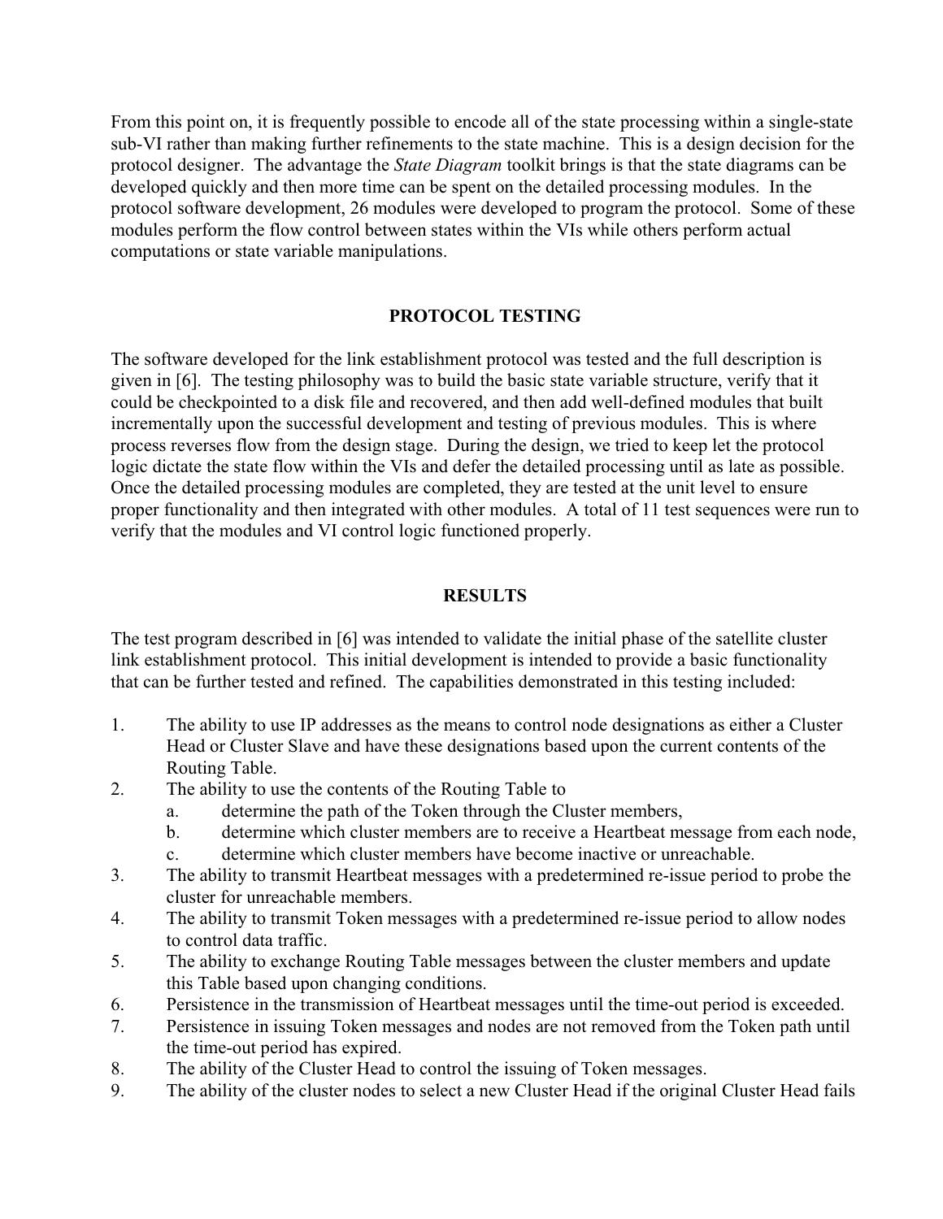From this point on, it is frequently possible to encode all of the state processing within a single-state sub-VI rather than making further refinements to the state machine. This is a design decision for the protocol designer. The advantage the *State Diagram* toolkit brings is that the state diagrams can be developed quickly and then more time can be spent on the detailed processing modules. In the protocol software development, 26 modules were developed to program the protocol. Some of these modules perform the flow control between states within the VIs while others perform actual computations or state variable manipulations.

## PROTOCOL TESTING

The software developed for the link establishment protocol was tested and the full description is given in [6]. The testing philosophy was to build the basic state variable structure, verify that it could be checkpointed to a disk file and recovered, and then add well-defined modules that built incrementally upon the successful development and testing of previous modules. This is where process reverses flow from the design stage. During the design, we tried to keep let the protocol logic dictate the state flow within the VIs and defer the detailed processing until as late as possible. Once the detailed processing modules are completed, they are tested at the unit level to ensure proper functionality and then integrated with other modules. A total of 11 test sequences were run to verify that the modules and VI control logic functioned properly.

## RESULTS

The test program described in [6] was intended to validate the initial phase of the satellite cluster link establishment protocol. This initial development is intended to provide a basic functionality that can be further tested and refined. The capabilities demonstrated in this testing included:

1. The ability to use IP addresses as the means to control node designations as either a Cluster Head or Cluster Slave and have these designations based upon the current contents of the Routing Table.
2. The ability to use the contents of the Routing Table to
   a. determine the path of the Token through the Cluster members,
   b. determine which cluster members are to receive a Heartbeat message from each node,
   c. determine which cluster members have become inactive or unreachable.
3. The ability to transmit Heartbeat messages with a predetermined re-issue period to probe the cluster for unreachable members.
4. The ability to transmit Token messages with a predetermined re-issue period to allow nodes to control data traffic.
5. The ability to exchange Routing Table messages between the cluster members and update this Table based upon changing conditions.
6. Persistence in the transmission of Heartbeat messages until the time-out period is exceeded.
7. Persistence in issuing Token messages and nodes are not removed from the Token path until the time-out period has expired.
8. The ability of the Cluster Head to control the issuing of Token messages.
9. The ability of the cluster nodes to select a new Cluster Head if the original Cluster Head fails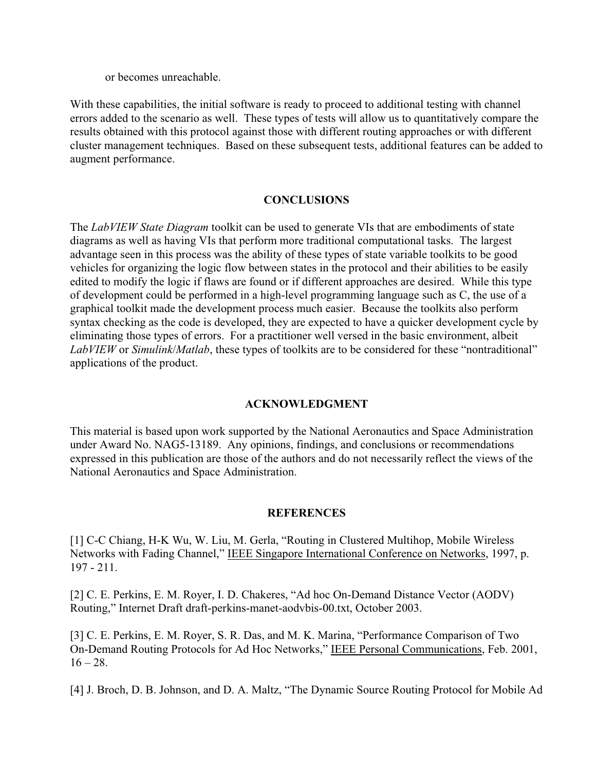or becomes unreachable.

With these capabilities, the initial software is ready to proceed to additional testing with channel errors added to the scenario as well. These types of tests will allow us to quantitatively compare the results obtained with this protocol against those with different routing approaches or with different cluster management techniques. Based on these subsequent tests, additional features can be added to augment performance.

## CONCLUSIONS

The *LabVIEW State Diagram* toolkit can be used to generate VIs that are embodiments of state diagrams as well as having VIs that perform more traditional computational tasks. The largest advantage seen in this process was the ability of these types of state variable toolkits to be good vehicles for organizing the logic flow between states in the protocol and their abilities to be easily edited to modify the logic if flaws are found or if different approaches are desired. While this type of development could be performed in a high-level programming language such as C, the use of a graphical toolkit made the development process much easier. Because the toolkits also perform syntax checking as the code is developed, they are expected to have a quicker development cycle by eliminating those types of errors. For a practitioner well versed in the basic environment, albeit *LabVIEW* or *Simulink*/*Matlab*, these types of toolkits are to be considered for these "nontraditional" applications of the product.

## ACKNOWLEDGMENT

This material is based upon work supported by the National Aeronautics and Space Administration under Award No. NAG5-13189. Any opinions, findings, and conclusions or recommendations expressed in this publication are those of the authors and do not necessarily reflect the views of the National Aeronautics and Space Administration.

## REFERENCES

[1] C-C Chiang, H-K Wu, W. Liu, M. Gerla, "Routing in Clustered Multihop, Mobile Wireless Networks with Fading Channel," IEEE Singapore International Conference on Networks, 1997, p. 197 - 211.

[2] C. E. Perkins, E. M. Royer, I. D. Chakeres, "Ad hoc On-Demand Distance Vector (AODV) Routing," Internet Draft draft-perkins-manet-aodvbis-00.txt, October 2003.

[3] C. E. Perkins, E. M. Royer, S. R. Das, and M. K. Marina, "Performance Comparison of Two On-Demand Routing Protocols for Ad Hoc Networks," IEEE Personal Communications, Feb. 2001, 16 – 28.

[4] J. Broch, D. B. Johnson, and D. A. Maltz, "The Dynamic Source Routing Protocol for Mobile Ad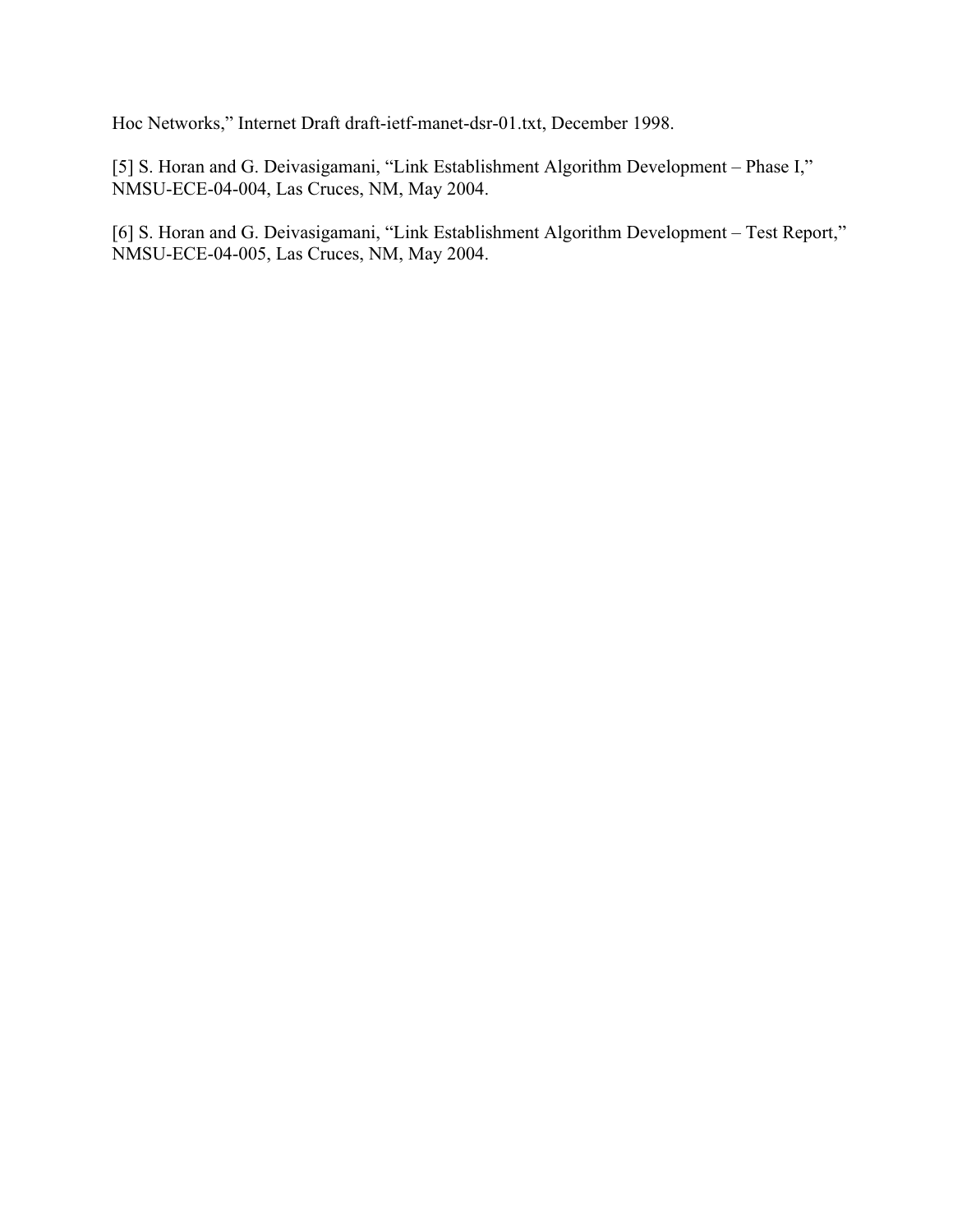Hoc Networks," Internet Draft draft-ietf-manet-dsr-01.txt, December 1998.

[5] S. Horan and G. Deivasigamani, "Link Establishment Algorithm Development – Phase I," NMSU-ECE-04-004, Las Cruces, NM, May 2004.

[6] S. Horan and G. Deivasigamani, "Link Establishment Algorithm Development – Test Report," NMSU-ECE-04-005, Las Cruces, NM, May 2004.